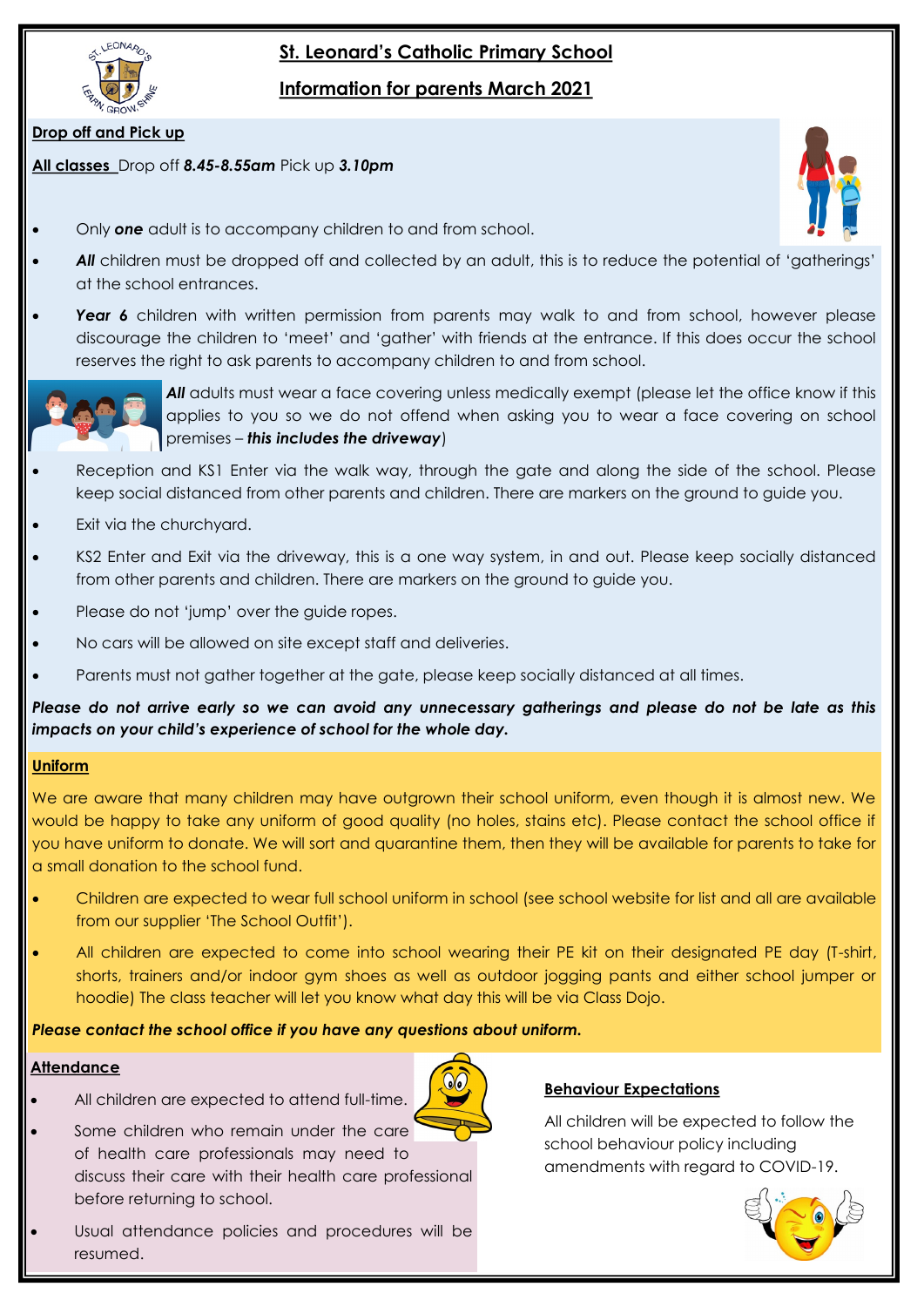# St. Leonard's Catholic Primary School

## Information for parents March 2021

### Drop off and Pick up

**All classes** Drop off ***8.45-8.55am*** Pick up ***3.10pm***

- Only ***one*** adult is to accompany children to and from school.
- ***All*** children must be dropped off and collected by an adult, this is to reduce the potential of 'gatherings' at the school entrances.
- ***Year 6*** children with written permission from parents may walk to and from school, however please discourage the children to 'meet' and 'gather' with friends at the entrance. If this does occur the school reserves the right to ask parents to accompany children to and from school.

***All*** adults must wear a face covering unless medically exempt (please let the office know if this applies to you so we do not offend when asking you to wear a face covering on school premises – ***this includes the driveway***)

- Reception and KS1 Enter via the walk way, through the gate and along the side of the school. Please keep social distanced from other parents and children. There are markers on the ground to guide you.
- Exit via the churchyard.
- KS2 Enter and Exit via the driveway, this is a one way system, in and out. Please keep socially distanced from other parents and children. There are markers on the ground to guide you.
- Please do not 'jump' over the guide ropes.
- No cars will be allowed on site except staff and deliveries.
- Parents must not gather together at the gate, please keep socially distanced at all times.

***Please do not arrive early so we can avoid any unnecessary gatherings and please do not be late as this impacts on your child's experience of school for the whole day.***

### Uniform

We are aware that many children may have outgrown their school uniform, even though it is almost new. We would be happy to take any uniform of good quality (no holes, stains etc). Please contact the school office if you have uniform to donate. We will sort and quarantine them, then they will be available for parents to take for a small donation to the school fund.

- Children are expected to wear full school uniform in school (see school website for list and all are available from our supplier 'The School Outfit').
- All children are expected to come into school wearing their PE kit on their designated PE day (T-shirt, shorts, trainers and/or indoor gym shoes as well as outdoor jogging pants and either school jumper or hoodie) The class teacher will let you know what day this will be via Class Dojo.

***Please contact the school office if you have any questions about uniform.***

### Attendance

- All children are expected to attend full-time.
- Some children who remain under the care of health care professionals may need to discuss their care with their health care professional before returning to school.
- Usual attendance policies and procedures will be resumed.

### Behaviour Expectations

All children will be expected to follow the school behaviour policy including amendments with regard to COVID-19.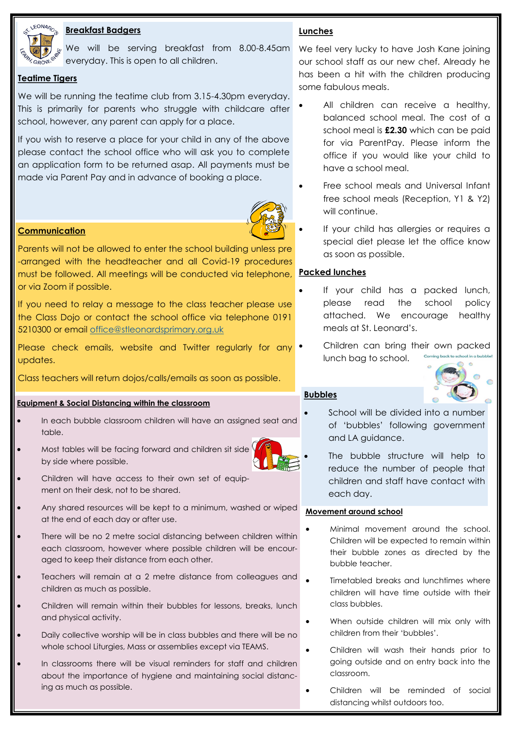## Breakfast Badgers

We will be serving breakfast from 8.00-8.45am everyday. This is open to all children.

## Teatime Tigers

We will be running the teatime club from 3.15-4.30pm everyday. This is primarily for parents who struggle with childcare after school, however, any parent can apply for a place.

If you wish to reserve a place for your child in any of the above please contact the school office who will ask you to complete an application form to be returned asap. All payments must be made via Parent Pay and in advance of booking a place.

## Communication

Parents will not be allowed to enter the school building unless pre-arranged with the headteacher and all Covid-19 procedures must be followed. All meetings will be conducted via telephone, or via Zoom if possible.

If you need to relay a message to the class teacher please use the Class Dojo or contact the school office via telephone 0191 5210300 or email office@stleonardsprimary.org.uk

Please check emails, website and Twitter regularly for any updates.

Class teachers will return dojos/calls/emails as soon as possible.

## Equipment & Social Distancing within the classroom

- In each bubble classroom children will have an assigned seat and table.
- Most tables will be facing forward and children sit side by side where possible.
- Children will have access to their own set of equipment on their desk, not to be shared.
- Any shared resources will be kept to a minimum, washed or wiped at the end of each day or after use.
- There will be no 2 metre social distancing between children within each classroom, however where possible children will be encouraged to keep their distance from each other.
- Teachers will remain at a 2 metre distance from colleagues and children as much as possible.
- Children will remain within their bubbles for lessons, breaks, lunch and physical activity.
- Daily collective worship will be in class bubbles and there will be no whole school Liturgies, Mass or assemblies except via TEAMS.
- In classrooms there will be visual reminders for staff and children about the importance of hygiene and maintaining social distancing as much as possible.

## Lunches

We feel very lucky to have Josh Kane joining our school staff as our new chef. Already he has been a hit with the children producing some fabulous meals.

- All children can receive a healthy, balanced school meal. The cost of a school meal is **£2.30** which can be paid for via ParentPay. Please inform the office if you would like your child to have a school meal.
- Free school meals and Universal Infant free school meals (Reception, Y1 & Y2) will continue.
- If your child has allergies or requires a special diet please let the office know as soon as possible.

## Packed lunches

- If your child has a packed lunch, please read the school policy attached. We encourage healthy meals at St. Leonard's.
- Children can bring their own packed lunch bag to school.

## Bubbles

- School will be divided into a number of 'bubbles' following government and LA guidance.
- The bubble structure will help to reduce the number of people that children and staff have contact with each day.

## Movement around school

- Minimal movement around the school. Children will be expected to remain within their bubble zones as directed by the bubble teacher.
- Timetabled breaks and lunchtimes where children will have time outside with their class bubbles.
- When outside children will mix only with children from their 'bubbles'.
- Children will wash their hands prior to going outside and on entry back into the classroom.
- Children will be reminded of social distancing whilst outdoors too.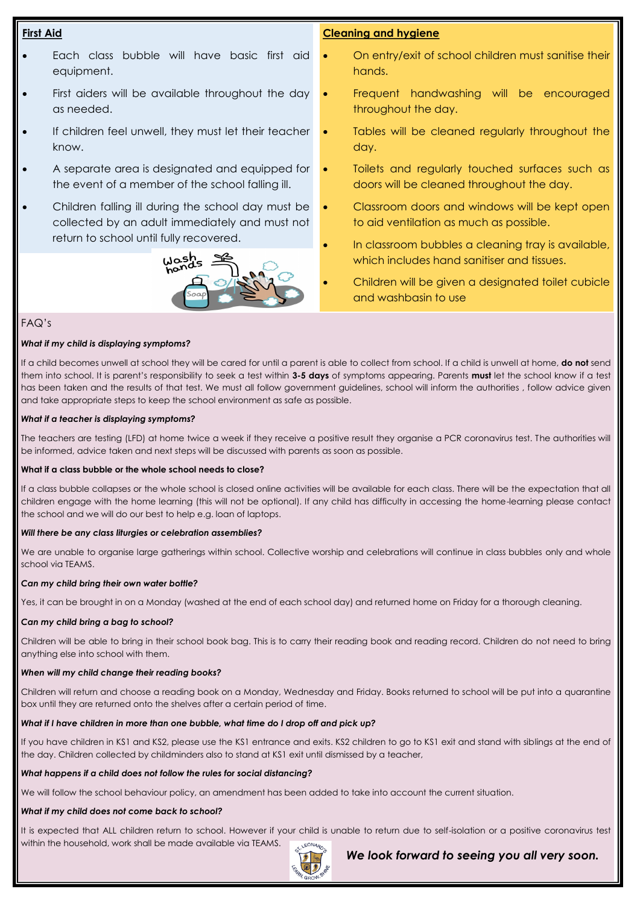## First Aid

- Each class bubble will have basic first aid equipment.
- First aiders will be available throughout the day as needed.
- If children feel unwell, they must let their teacher know.
- A separate area is designated and equipped for the event of a member of the school falling ill.
- Children falling ill during the school day must be collected by an adult immediately and must not return to school until fully recovered.

## Cleaning and hygiene

- On entry/exit of school children must sanitise their hands.
- Frequent handwashing will be encouraged throughout the day.
- Tables will be cleaned regularly throughout the day.
- Toilets and regularly touched surfaces such as doors will be cleaned throughout the day.
- Classroom doors and windows will be kept open to aid ventilation as much as possible.
- In classroom bubbles a cleaning tray is available, which includes hand sanitiser and tissues.
- Children will be given a designated toilet cubicle and washbasin to use

## FAQ's

***What if my child is displaying symptoms?***

If a child becomes unwell at school they will be cared for until a parent is able to collect from school. If a child is unwell at home, **do not** send them into school. It is parent's responsibility to seek a test within **3-5 days** of symptoms appearing. Parents **must** let the school know if a test has been taken and the results of that test. We must all follow government guidelines, school will inform the authorities , follow advice given and take appropriate steps to keep the school environment as safe as possible.

***What if a teacher is displaying symptoms?***

The teachers are testing (LFD) at home twice a week if they receive a positive result they organise a PCR coronavirus test. The authorities will be informed, advice taken and next steps will be discussed with parents as soon as possible.

**What if a class bubble or the whole school needs to close?**

If a class bubble collapses or the whole school is closed online activities will be available for each class. There will be the expectation that all children engage with the home learning (this will not be optional). If any child has difficulty in accessing the home-learning please contact the school and we will do our best to help e.g. loan of laptops.

***Will there be any class liturgies or celebration assemblies?***

We are unable to organise large gatherings within school. Collective worship and celebrations will continue in class bubbles only and whole school via TEAMS.

***Can my child bring their own water bottle?***

Yes, it can be brought in on a Monday (washed at the end of each school day) and returned home on Friday for a thorough cleaning.

***Can my child bring a bag to school?***

Children will be able to bring in their school book bag. This is to carry their reading book and reading record. Children do not need to bring anything else into school with them.

***When will my child change their reading books?***

Children will return and choose a reading book on a Monday, Wednesday and Friday. Books returned to school will be put into a quarantine box until they are returned onto the shelves after a certain period of time.

***What if I have children in more than one bubble, what time do I drop off and pick up?***

If you have children in KS1 and KS2, please use the KS1 entrance and exits. KS2 children to go to KS1 exit and stand with siblings at the end of the day. Children collected by childminders also to stand at KS1 exit until dismissed by a teacher,

***What happens if a child does not follow the rules for social distancing?***

We will follow the school behaviour policy, an amendment has been added to take into account the current situation.

***What if my child does not come back to school?***

It is expected that ALL children return to school. However if your child is unable to return due to self-isolation or a positive coronavirus test within the household, work shall be made available via TEAMS.

***We look forward to seeing you all very soon.***